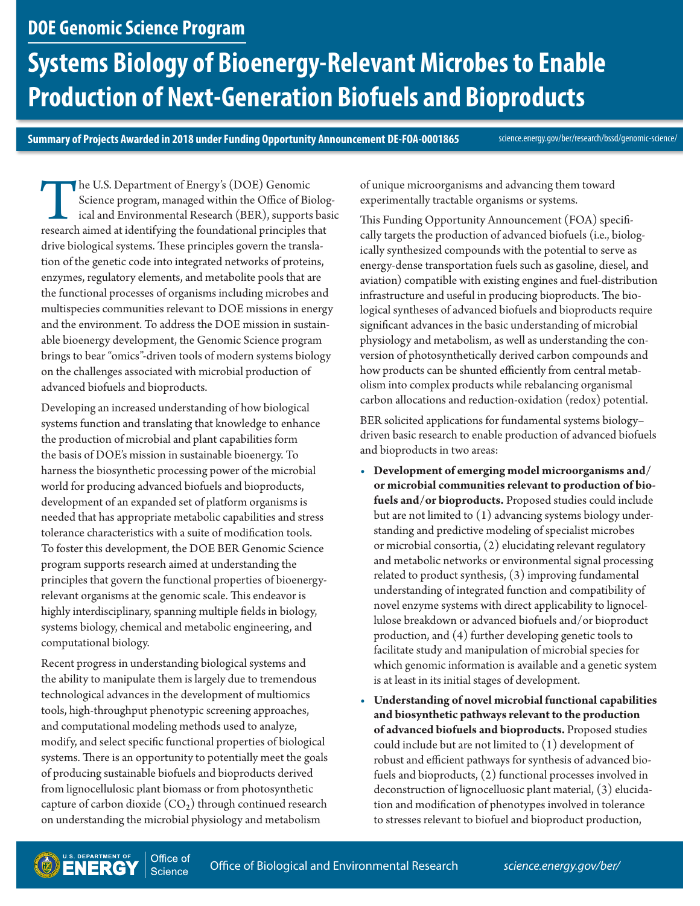## DOE Genomic Science Program

# Systems Biology of Bioenergy-Relevant Microbes to Enable Production of Next-Generation Biofuels and Bioproducts

**Summary of Projects Awarded in 2018 under Funding Opportunity Announcement DE-FOA-0001865**

science.energy.gov/ber/research/bssd/genomic-science/

The U.S. Department of Energy's (DOE) Genomic Science program, managed within the Office of Biological and Environmental Research (BER), supports basic research aimed at identifying the foundational principles that drive biological systems. These principles govern the translation of the genetic code into integrated networks of proteins, enzymes, regulatory elements, and metabolite pools that are the functional processes of organisms including microbes and multispecies communities relevant to DOE missions in energy and the environment. To address the DOE mission in sustainable bioenergy development, the Genomic Science program brings to bear "omics"-driven tools of modern systems biology on the challenges associated with microbial production of advanced biofuels and bioproducts.

Developing an increased understanding of how biological systems function and translating that knowledge to enhance the production of microbial and plant capabilities form the basis of DOE's mission in sustainable bioenergy. To harness the biosynthetic processing power of the microbial world for producing advanced biofuels and bioproducts, development of an expanded set of platform organisms is needed that has appropriate metabolic capabilities and stress tolerance characteristics with a suite of modification tools. To foster this development, the DOE BER Genomic Science program supports research aimed at understanding the principles that govern the functional properties of bioenergy-relevant organisms at the genomic scale. This endeavor is highly interdisciplinary, spanning multiple fields in biology, systems biology, chemical and metabolic engineering, and computational biology.

Recent progress in understanding biological systems and the ability to manipulate them is largely due to tremendous technological advances in the development of multiomics tools, high-throughput phenotypic screening approaches, and computational modeling methods used to analyze, modify, and select specific functional properties of biological systems. There is an opportunity to potentially meet the goals of producing sustainable biofuels and bioproducts derived from lignocellulosic plant biomass or from photosynthetic capture of carbon dioxide ($CO_2$) through continued research on understanding the microbial physiology and metabolism of unique microorganisms and advancing them toward experimentally tractable organisms or systems.

This Funding Opportunity Announcement (FOA) specifically targets the production of advanced biofuels (i.e., biologically synthesized compounds with the potential to serve as energy-dense transportation fuels such as gasoline, diesel, and aviation) compatible with existing engines and fuel-distribution infrastructure and useful in producing bioproducts. The biological syntheses of advanced biofuels and bioproducts require significant advances in the basic understanding of microbial physiology and metabolism, as well as understanding the conversion of photosynthetically derived carbon compounds and how products can be shunted efficiently from central metabolism into complex products while rebalancing organismal carbon allocations and reduction-oxidation (redox) potential.

BER solicited applications for fundamental systems biology–driven basic research to enable production of advanced biofuels and bioproducts in two areas:

- **Development of emerging model microorganisms and/or microbial communities relevant to production of biofuels and/or bioproducts.** Proposed studies could include but are not limited to (1) advancing systems biology understanding and predictive modeling of specialist microbes or microbial consortia, (2) elucidating relevant regulatory and metabolic networks or environmental signal processing related to product synthesis, (3) improving fundamental understanding of integrated function and compatibility of novel enzyme systems with direct applicability to lignocellulose breakdown or advanced biofuels and/or bioproduct production, and (4) further developing genetic tools to facilitate study and manipulation of microbial species for which genomic information is available and a genetic system is at least in its initial stages of development.
- **Understanding of novel microbial functional capabilities and biosynthetic pathways relevant to the production of advanced biofuels and bioproducts.** Proposed studies could include but are not limited to (1) development of robust and efficient pathways for synthesis of advanced biofuels and bioproducts, (2) functional processes involved in deconstruction of lignocelluosic plant material, (3) elucidation and modification of phenotypes involved in tolerance to stresses relevant to biofuel and bioproduct production,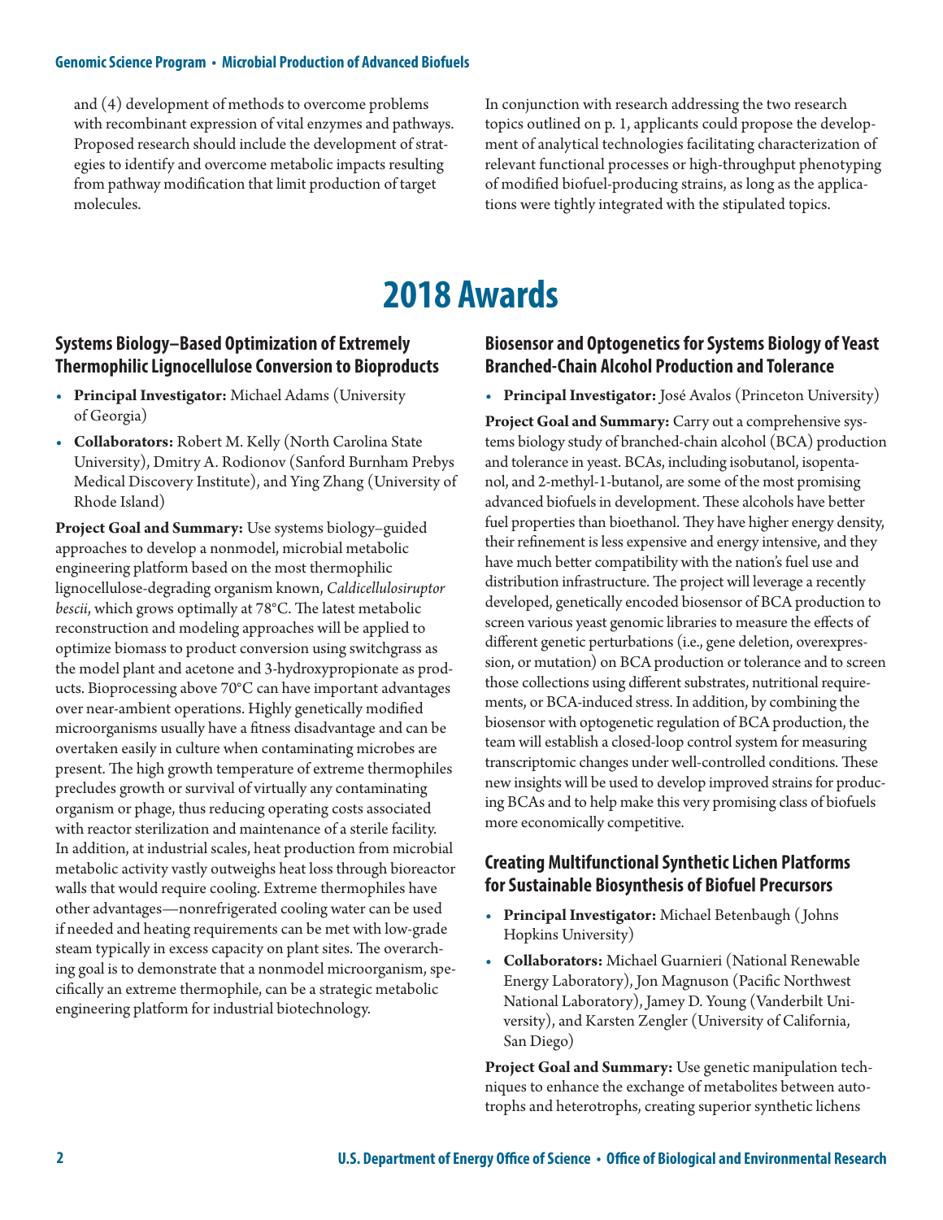and (4) development of methods to overcome problems with recombinant expression of vital enzymes and pathways. Proposed research should include the development of strategies to identify and overcome metabolic impacts resulting from pathway modification that limit production of target molecules.

In conjunction with research addressing the two research topics outlined on p. 1, applicants could propose the development of analytical technologies facilitating characterization of relevant functional processes or high-throughput phenotyping of modified biofuel-producing strains, as long as the applications were tightly integrated with the stipulated topics.

# 2018 Awards

### Systems Biology–Based Optimization of Extremely Thermophilic Lignocellulose Conversion to Bioproducts

- **Principal Investigator:** Michael Adams (University of Georgia)
- **Collaborators:** Robert M. Kelly (North Carolina State University), Dmitry A. Rodionov (Sanford Burnham Prebys Medical Discovery Institute), and Ying Zhang (University of Rhode Island)

**Project Goal and Summary:** Use systems biology–guided approaches to develop a nonmodel, microbial metabolic engineering platform based on the most thermophilic lignocellulose-degrading organism known, *Caldicellulosiruptor bescii*, which grows optimally at 78°C. The latest metabolic reconstruction and modeling approaches will be applied to optimize biomass to product conversion using switchgrass as the model plant and acetone and 3-hydroxypropionate as products. Bioprocessing above 70°C can have important advantages over near-ambient operations. Highly genetically modified microorganisms usually have a fitness disadvantage and can be overtaken easily in culture when contaminating microbes are present. The high growth temperature of extreme thermophiles precludes growth or survival of virtually any contaminating organism or phage, thus reducing operating costs associated with reactor sterilization and maintenance of a sterile facility. In addition, at industrial scales, heat production from microbial metabolic activity vastly outweighs heat loss through bioreactor walls that would require cooling. Extreme thermophiles have other advantages—nonrefrigerated cooling water can be used if needed and heating requirements can be met with low-grade steam typically in excess capacity on plant sites. The overarching goal is to demonstrate that a nonmodel microorganism, specifically an extreme thermophile, can be a strategic metabolic engineering platform for industrial biotechnology.

### Biosensor and Optogenetics for Systems Biology of Yeast Branched-Chain Alcohol Production and Tolerance

- **Principal Investigator:** José Avalos (Princeton University)

**Project Goal and Summary:** Carry out a comprehensive systems biology study of branched-chain alcohol (BCA) production and tolerance in yeast. BCAs, including isobutanol, isopentanol, and 2-methyl-1-butanol, are some of the most promising advanced biofuels in development. These alcohols have better fuel properties than bioethanol. They have higher energy density, their refinement is less expensive and energy intensive, and they have much better compatibility with the nation's fuel use and distribution infrastructure. The project will leverage a recently developed, genetically encoded biosensor of BCA production to screen various yeast genomic libraries to measure the effects of different genetic perturbations (i.e., gene deletion, overexpression, or mutation) on BCA production or tolerance and to screen those collections using different substrates, nutritional requirements, or BCA-induced stress. In addition, by combining the biosensor with optogenetic regulation of BCA production, the team will establish a closed-loop control system for measuring transcriptomic changes under well-controlled conditions. These new insights will be used to develop improved strains for producing BCAs and to help make this very promising class of biofuels more economically competitive.

### Creating Multifunctional Synthetic Lichen Platforms for Sustainable Biosynthesis of Biofuel Precursors

- **Principal Investigator:** Michael Betenbaugh (Johns Hopkins University)
- **Collaborators:** Michael Guarnieri (National Renewable Energy Laboratory), Jon Magnuson (Pacific Northwest National Laboratory), Jamey D. Young (Vanderbilt University), and Karsten Zengler (University of California, San Diego)

**Project Goal and Summary:** Use genetic manipulation techniques to enhance the exchange of metabolites between autotrophs and heterotrophs, creating superior synthetic lichens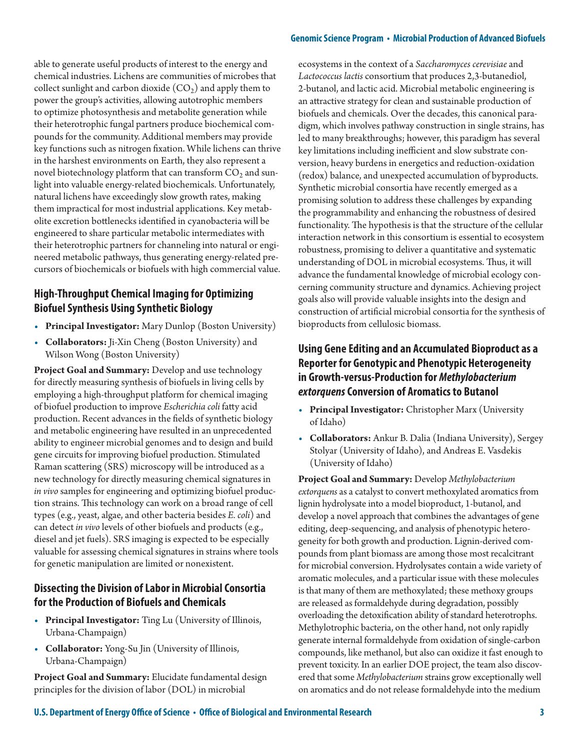able to generate useful products of interest to the energy and chemical industries. Lichens are communities of microbes that collect sunlight and carbon dioxide ($CO_2$) and apply them to power the group's activities, allowing autotrophic members to optimize photosynthesis and metabolite generation while their heterotrophic fungal partners produce biochemical compounds for the community. Additional members may provide key functions such as nitrogen fixation. While lichens can thrive in the harshest environments on Earth, they also represent a novel biotechnology platform that can transform $CO_2$ and sunlight into valuable energy-related biochemicals. Unfortunately, natural lichens have exceedingly slow growth rates, making them impractical for most industrial applications. Key metabolite excretion bottlenecks identified in cyanobacteria will be engineered to share particular metabolic intermediates with their heterotrophic partners for channeling into natural or engineered metabolic pathways, thus generating energy-related precursors of biochemicals or biofuels with high commercial value.

## High-Throughput Chemical Imaging for Optimizing Biofuel Synthesis Using Synthetic Biology

- **Principal Investigator:** Mary Dunlop (Boston University)
- **Collaborators:** Ji-Xin Cheng (Boston University) and Wilson Wong (Boston University)

**Project Goal and Summary:** Develop and use technology for directly measuring synthesis of biofuels in living cells by employing a high-throughput platform for chemical imaging of biofuel production to improve *Escherichia coli* fatty acid production. Recent advances in the fields of synthetic biology and metabolic engineering have resulted in an unprecedented ability to engineer microbial genomes and to design and build gene circuits for improving biofuel production. Stimulated Raman scattering (SRS) microscopy will be introduced as a new technology for directly measuring chemical signatures in *in vivo* samples for engineering and optimizing biofuel production strains. This technology can work on a broad range of cell types (e.g., yeast, algae, and other bacteria besides *E. coli*) and can detect *in vivo* levels of other biofuels and products (e.g., diesel and jet fuels). SRS imaging is expected to be especially valuable for assessing chemical signatures in strains where tools for genetic manipulation are limited or nonexistent.

## Dissecting the Division of Labor in Microbial Consortia for the Production of Biofuels and Chemicals

- **Principal Investigator:** Ting Lu (University of Illinois, Urbana-Champaign)
- **Collaborator:** Yong-Su Jin (University of Illinois, Urbana-Champaign)

**Project Goal and Summary:** Elucidate fundamental design principles for the division of labor (DOL) in microbial ecosystems in the context of a *Saccharomyces cerevisiae* and *Lactococcus lactis* consortium that produces 2,3-butanediol, 2-butanol, and lactic acid. Microbial metabolic engineering is an attractive strategy for clean and sustainable production of biofuels and chemicals. Over the decades, this canonical paradigm, which involves pathway construction in single strains, has led to many breakthroughs; however, this paradigm has several key limitations including inefficient and slow substrate conversion, heavy burdens in energetics and reduction-oxidation (redox) balance, and unexpected accumulation of byproducts. Synthetic microbial consortia have recently emerged as a promising solution to address these challenges by expanding the programmability and enhancing the robustness of desired functionality. The hypothesis is that the structure of the cellular interaction network in this consortium is essential to ecosystem robustness, promising to deliver a quantitative and systematic understanding of DOL in microbial ecosystems. Thus, it will advance the fundamental knowledge of microbial ecology concerning community structure and dynamics. Achieving project goals also will provide valuable insights into the design and construction of artificial microbial consortia for the synthesis of bioproducts from cellulosic biomass.

## Using Gene Editing and an Accumulated Bioproduct as a Reporter for Genotypic and Phenotypic Heterogeneity in Growth-versus-Production for *Methylobacterium extorquens* Conversion of Aromatics to Butanol

- **Principal Investigator:** Christopher Marx (University of Idaho)
- **Collaborators:** Ankur B. Dalia (Indiana University), Sergey Stolyar (University of Idaho), and Andreas E. Vasdekis (University of Idaho)

**Project Goal and Summary:** Develop *Methylobacterium extorquens* as a catalyst to convert methoxylated aromatics from lignin hydrolysate into a model bioproduct, 1-butanol, and develop a novel approach that combines the advantages of gene editing, deep-sequencing, and analysis of phenotypic heterogeneity for both growth and production. Lignin-derived compounds from plant biomass are among those most recalcitrant for microbial conversion. Hydrolysates contain a wide variety of aromatic molecules, and a particular issue with these molecules is that many of them are methoxylated; these methoxy groups are released as formaldehyde during degradation, possibly overloading the detoxification ability of standard heterotrophs. Methylotrophic bacteria, on the other hand, not only rapidly generate internal formaldehyde from oxidation of single-carbon compounds, like methanol, but also can oxidize it fast enough to prevent toxicity. In an earlier DOE project, the team also discovered that some *Methylobacterium* strains grow exceptionally well on aromatics and do not release formaldehyde into the medium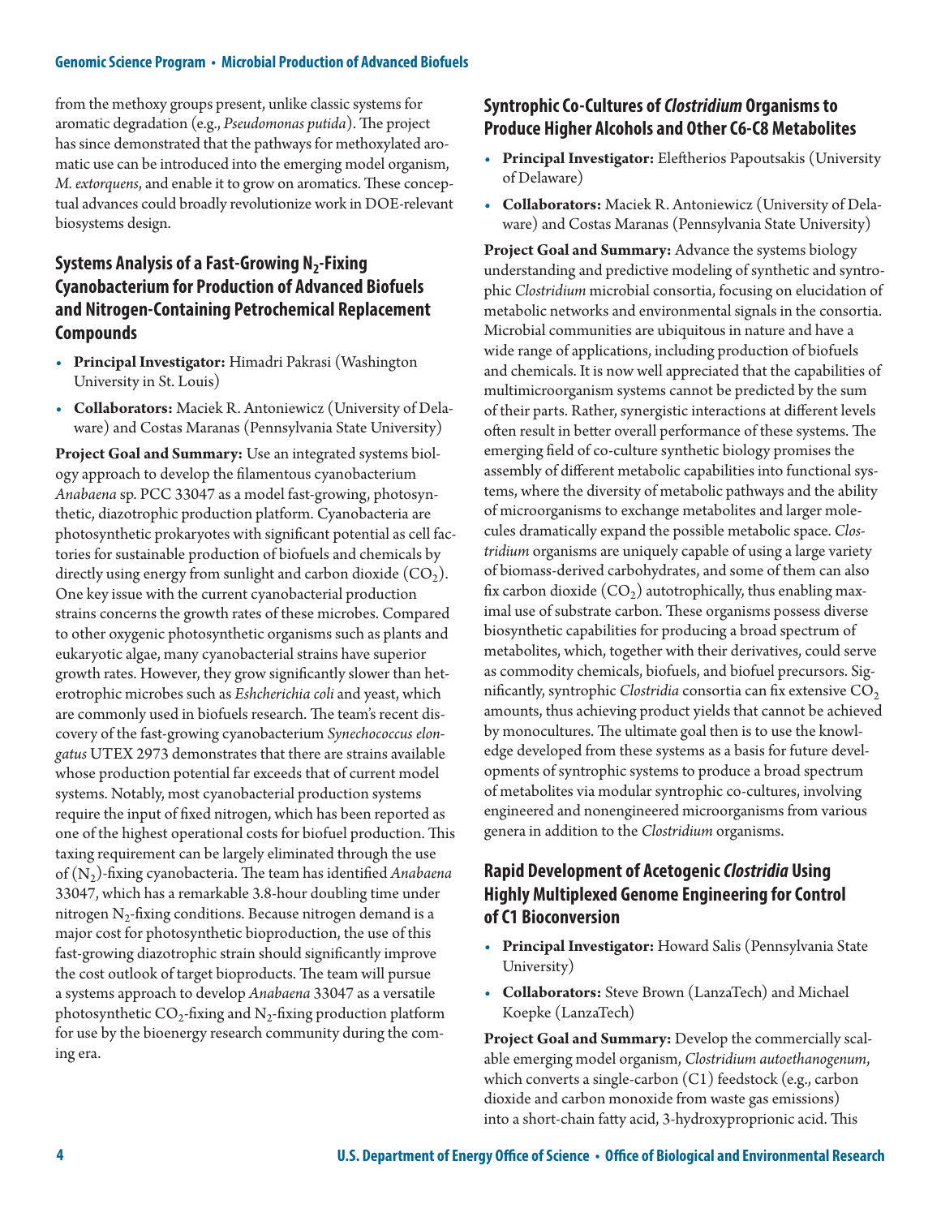from the methoxy groups present, unlike classic systems for aromatic degradation (e.g., *Pseudomonas putida*). The project has since demonstrated that the pathways for methoxylated aromatic use can be introduced into the emerging model organism, *M. extorquens*, and enable it to grow on aromatics. These conceptual advances could broadly revolutionize work in DOE-relevant biosystems design.

## Systems Analysis of a Fast-Growing $N_2$-Fixing Cyanobacterium for Production of Advanced Biofuels and Nitrogen-Containing Petrochemical Replacement Compounds

- **Principal Investigator:** Himadri Pakrasi (Washington University in St. Louis)
- **Collaborators:** Maciek R. Antoniewicz (University of Delaware) and Costas Maranas (Pennsylvania State University)

**Project Goal and Summary:** Use an integrated systems biology approach to develop the filamentous cyanobacterium *Anabaena* sp. PCC 33047 as a model fast-growing, photosynthetic, diazotrophic production platform. Cyanobacteria are photosynthetic prokaryotes with significant potential as cell factories for sustainable production of biofuels and chemicals by directly using energy from sunlight and carbon dioxide ($CO_2$). One key issue with the current cyanobacterial production strains concerns the growth rates of these microbes. Compared to other oxygenic photosynthetic organisms such as plants and eukaryotic algae, many cyanobacterial strains have superior growth rates. However, they grow significantly slower than heterotrophic microbes such as *Eshcherichia coli* and yeast, which are commonly used in biofuels research. The team's recent discovery of the fast-growing cyanobacterium *Synechococcus elongatus* UTEX 2973 demonstrates that there are strains available whose production potential far exceeds that of current model systems. Notably, most cyanobacterial production systems require the input of fixed nitrogen, which has been reported as one of the highest operational costs for biofuel production. This taxing requirement can be largely eliminated through the use of ($N_2$)-fixing cyanobacteria. The team has identified *Anabaena* 33047, which has a remarkable 3.8-hour doubling time under nitrogen $N_2$-fixing conditions. Because nitrogen demand is a major cost for photosynthetic bioproduction, the use of this fast-growing diazotrophic strain should significantly improve the cost outlook of target bioproducts. The team will pursue a systems approach to develop *Anabaena* 33047 as a versatile photosynthetic $CO_2$-fixing and $N_2$-fixing production platform for use by the bioenergy research community during the coming era.

## Syntrophic Co-Cultures of *Clostridium* Organisms to Produce Higher Alcohols and Other C6-C8 Metabolites

- **Principal Investigator:** Eleftherios Papoutsakis (University of Delaware)
- **Collaborators:** Maciek R. Antoniewicz (University of Delaware) and Costas Maranas (Pennsylvania State University)

**Project Goal and Summary:** Advance the systems biology understanding and predictive modeling of synthetic and syntrophic *Clostridium* microbial consortia, focusing on elucidation of metabolic networks and environmental signals in the consortia. Microbial communities are ubiquitous in nature and have a wide range of applications, including production of biofuels and chemicals. It is now well appreciated that the capabilities of multimicroorganism systems cannot be predicted by the sum of their parts. Rather, synergistic interactions at different levels often result in better overall performance of these systems. The emerging field of co-culture synthetic biology promises the assembly of different metabolic capabilities into functional systems, where the diversity of metabolic pathways and the ability of microorganisms to exchange metabolites and larger molecules dramatically expand the possible metabolic space. *Clostridium* organisms are uniquely capable of using a large variety of biomass-derived carbohydrates, and some of them can also fix carbon dioxide ($CO_2$) autotrophically, thus enabling maximal use of substrate carbon. These organisms possess diverse biosynthetic capabilities for producing a broad spectrum of metabolites, which, together with their derivatives, could serve as commodity chemicals, biofuels, and biofuel precursors. Significantly, syntrophic *Clostridia* consortia can fix extensive $CO_2$ amounts, thus achieving product yields that cannot be achieved by monocultures. The ultimate goal then is to use the knowledge developed from these systems as a basis for future developments of syntrophic systems to produce a broad spectrum of metabolites via modular syntrophic co-cultures, involving engineered and nonengineered microorganisms from various genera in addition to the *Clostridium* organisms.

## Rapid Development of Acetogenic *Clostridia* Using Highly Multiplexed Genome Engineering for Control of C1 Bioconversion

- **Principal Investigator:** Howard Salis (Pennsylvania State University)
- **Collaborators:** Steve Brown (LanzaTech) and Michael Koepke (LanzaTech)

**Project Goal and Summary:** Develop the commercially scalable emerging model organism, *Clostridium autoethanogenum*, which converts a single-carbon (C1) feedstock (e.g., carbon dioxide and carbon monoxide from waste gas emissions) into a short-chain fatty acid, 3-hydroxyproprionic acid. This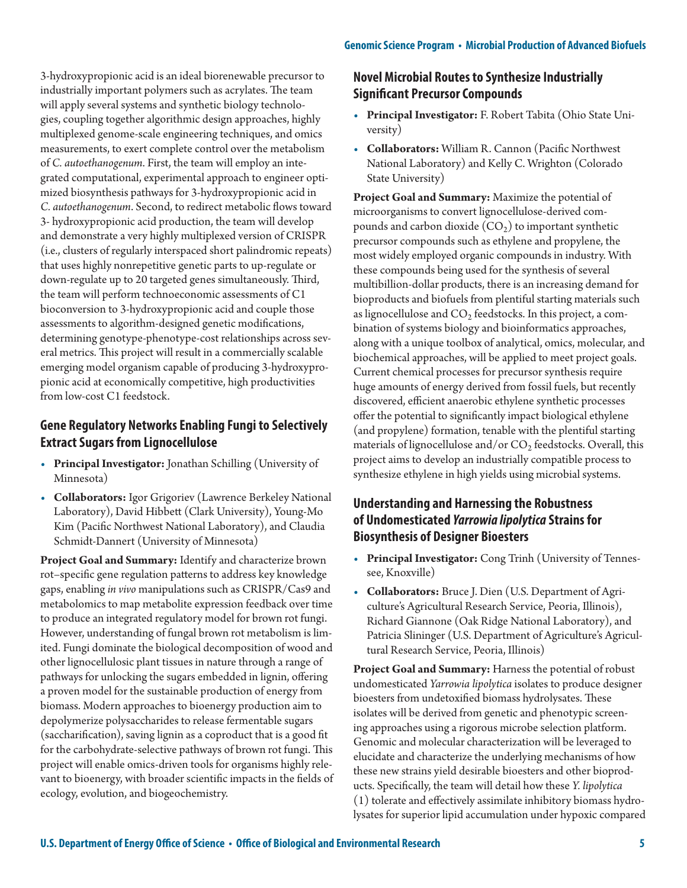3-hydroxypropionic acid is an ideal biorenewable precursor to industrially important polymers such as acrylates. The team will apply several systems and synthetic biology technologies, coupling together algorithmic design approaches, highly multiplexed genome-scale engineering techniques, and omics measurements, to exert complete control over the metabolism of *C. autoethanogenum*. First, the team will employ an integrated computational, experimental approach to engineer optimized biosynthesis pathways for 3-hydroxypropionic acid in *C. autoethanogenum*. Second, to redirect metabolic flows toward 3- hydroxypropionic acid production, the team will develop and demonstrate a very highly multiplexed version of CRISPR (i.e., clusters of regularly interspaced short palindromic repeats) that uses highly nonrepetitive genetic parts to up-regulate or down-regulate up to 20 targeted genes simultaneously. Third, the team will perform technoeconomic assessments of C1 bioconversion to 3-hydroxypropionic acid and couple those assessments to algorithm-designed genetic modifications, determining genotype-phenotype-cost relationships across several metrics. This project will result in a commercially scalable emerging model organism capable of producing 3-hydroxypropionic acid at economically competitive, high productivities from low-cost C1 feedstock.

## Gene Regulatory Networks Enabling Fungi to Selectively Extract Sugars from Lignocellulose

- **Principal Investigator:** Jonathan Schilling (University of Minnesota)
- **Collaborators:** Igor Grigoriev (Lawrence Berkeley National Laboratory), David Hibbett (Clark University), Young-Mo Kim (Pacific Northwest National Laboratory), and Claudia Schmidt-Dannert (University of Minnesota)

**Project Goal and Summary:** Identify and characterize brown rot–specific gene regulation patterns to address key knowledge gaps, enabling *in vivo* manipulations such as CRISPR/Cas9 and metabolomics to map metabolite expression feedback over time to produce an integrated regulatory model for brown rot fungi. However, understanding of fungal brown rot metabolism is limited. Fungi dominate the biological decomposition of wood and other lignocellulosic plant tissues in nature through a range of pathways for unlocking the sugars embedded in lignin, offering a proven model for the sustainable production of energy from biomass. Modern approaches to bioenergy production aim to depolymerize polysaccharides to release fermentable sugars (saccharification), saving lignin as a coproduct that is a good fit for the carbohydrate-selective pathways of brown rot fungi. This project will enable omics-driven tools for organisms highly relevant to bioenergy, with broader scientific impacts in the fields of ecology, evolution, and biogeochemistry.

## Novel Microbial Routes to Synthesize Industrially Significant Precursor Compounds

- **Principal Investigator:** F. Robert Tabita (Ohio State University)
- **Collaborators:** William R. Cannon (Pacific Northwest National Laboratory) and Kelly C. Wrighton (Colorado State University)

**Project Goal and Summary:** Maximize the potential of microorganisms to convert lignocellulose-derived compounds and carbon dioxide ($CO_2$) to important synthetic precursor compounds such as ethylene and propylene, the most widely employed organic compounds in industry. With these compounds being used for the synthesis of several multibillion-dollar products, there is an increasing demand for bioproducts and biofuels from plentiful starting materials such as lignocellulose and $CO_2$ feedstocks. In this project, a combination of systems biology and bioinformatics approaches, along with a unique toolbox of analytical, omics, molecular, and biochemical approaches, will be applied to meet project goals. Current chemical processes for precursor synthesis require huge amounts of energy derived from fossil fuels, but recently discovered, efficient anaerobic ethylene synthetic processes offer the potential to significantly impact biological ethylene (and propylene) formation, tenable with the plentiful starting materials of lignocellulose and/or $CO_2$ feedstocks. Overall, this project aims to develop an industrially compatible process to synthesize ethylene in high yields using microbial systems.

## Understanding and Harnessing the Robustness of Undomesticated *Yarrowia lipolytica* Strains for Biosynthesis of Designer Bioesters

- **Principal Investigator:** Cong Trinh (University of Tennessee, Knoxville)
- **Collaborators:** Bruce J. Dien (U.S. Department of Agriculture's Agricultural Research Service, Peoria, Illinois), Richard Giannone (Oak Ridge National Laboratory), and Patricia Slininger (U.S. Department of Agriculture's Agricultural Research Service, Peoria, Illinois)

**Project Goal and Summary:** Harness the potential of robust undomesticated *Yarrowia lipolytica* isolates to produce designer bioesters from undetoxified biomass hydrolysates. These isolates will be derived from genetic and phenotypic screening approaches using a rigorous microbe selection platform. Genomic and molecular characterization will be leveraged to elucidate and characterize the underlying mechanisms of how these new strains yield desirable bioesters and other bioproducts. Specifically, the team will detail how these *Y. lipolytica* (1) tolerate and effectively assimilate inhibitory biomass hydrolysates for superior lipid accumulation under hypoxic compared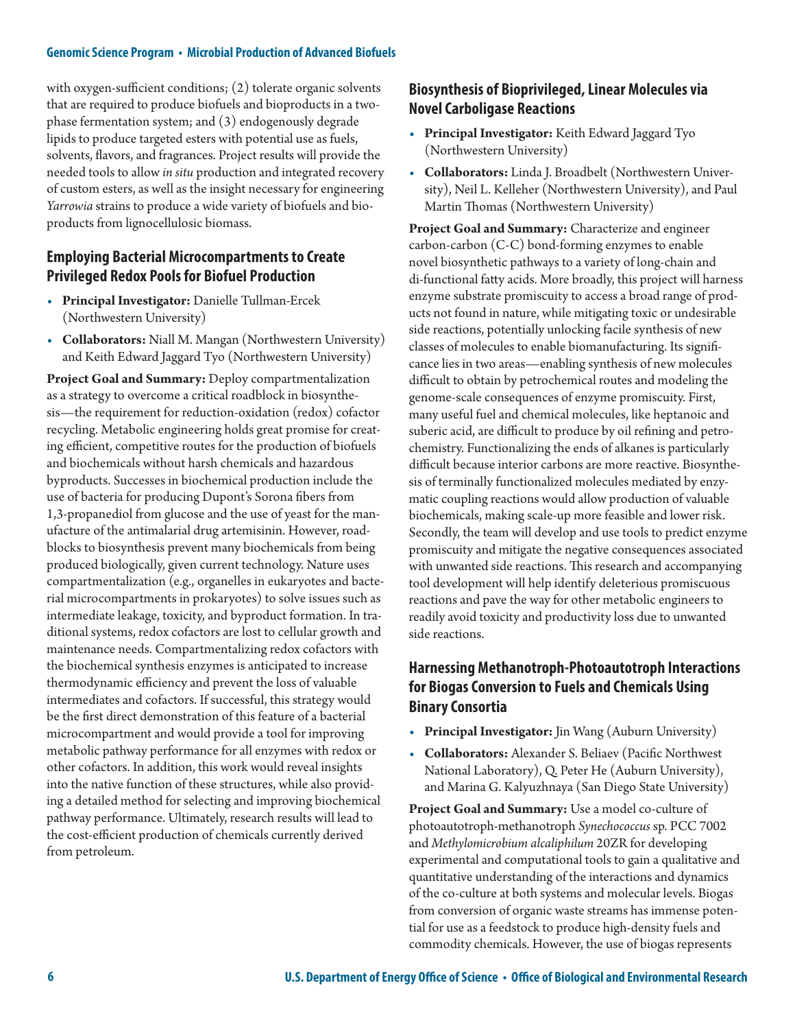with oxygen-sufficient conditions; (2) tolerate organic solvents that are required to produce biofuels and bioproducts in a two-phase fermentation system; and (3) endogenously degrade lipids to produce targeted esters with potential use as fuels, solvents, flavors, and fragrances. Project results will provide the needed tools to allow *in situ* production and integrated recovery of custom esters, as well as the insight necessary for engineering *Yarrowia* strains to produce a wide variety of biofuels and bioproducts from lignocellulosic biomass.

## Employing Bacterial Microcompartments to Create Privileged Redox Pools for Biofuel Production

- **Principal Investigator:** Danielle Tullman-Ercek (Northwestern University)
- **Collaborators:** Niall M. Mangan (Northwestern University) and Keith Edward Jaggard Tyo (Northwestern University)

**Project Goal and Summary:** Deploy compartmentalization as a strategy to overcome a critical roadblock in biosynthesis—the requirement for reduction-oxidation (redox) cofactor recycling. Metabolic engineering holds great promise for creating efficient, competitive routes for the production of biofuels and biochemicals without harsh chemicals and hazardous byproducts. Successes in biochemical production include the use of bacteria for producing Dupont's Sorona fibers from 1,3-propanediol from glucose and the use of yeast for the manufacture of the antimalarial drug artemisinin. However, roadblocks to biosynthesis prevent many biochemicals from being produced biologically, given current technology. Nature uses compartmentalization (e.g., organelles in eukaryotes and bacterial microcompartments in prokaryotes) to solve issues such as intermediate leakage, toxicity, and byproduct formation. In traditional systems, redox cofactors are lost to cellular growth and maintenance needs. Compartmentalizing redox cofactors with the biochemical synthesis enzymes is anticipated to increase thermodynamic efficiency and prevent the loss of valuable intermediates and cofactors. If successful, this strategy would be the first direct demonstration of this feature of a bacterial microcompartment and would provide a tool for improving metabolic pathway performance for all enzymes with redox or other cofactors. In addition, this work would reveal insights into the native function of these structures, while also providing a detailed method for selecting and improving biochemical pathway performance. Ultimately, research results will lead to the cost-efficient production of chemicals currently derived from petroleum.

## Biosynthesis of Bioprivileged, Linear Molecules via Novel Carboligase Reactions

- **Principal Investigator:** Keith Edward Jaggard Tyo (Northwestern University)
- **Collaborators:** Linda J. Broadbelt (Northwestern University), Neil L. Kelleher (Northwestern University), and Paul Martin Thomas (Northwestern University)

**Project Goal and Summary:** Characterize and engineer carbon-carbon (C-C) bond-forming enzymes to enable novel biosynthetic pathways to a variety of long-chain and di-functional fatty acids. More broadly, this project will harness enzyme substrate promiscuity to access a broad range of products not found in nature, while mitigating toxic or undesirable side reactions, potentially unlocking facile synthesis of new classes of molecules to enable biomanufacturing. Its significance lies in two areas—enabling synthesis of new molecules difficult to obtain by petrochemical routes and modeling the genome-scale consequences of enzyme promiscuity. First, many useful fuel and chemical molecules, like heptanoic and suberic acid, are difficult to produce by oil refining and petrochemistry. Functionalizing the ends of alkanes is particularly difficult because interior carbons are more reactive. Biosynthesis of terminally functionalized molecules mediated by enzymatic coupling reactions would allow production of valuable biochemicals, making scale-up more feasible and lower risk. Secondly, the team will develop and use tools to predict enzyme promiscuity and mitigate the negative consequences associated with unwanted side reactions. This research and accompanying tool development will help identify deleterious promiscuous reactions and pave the way for other metabolic engineers to readily avoid toxicity and productivity loss due to unwanted side reactions.

## Harnessing Methanotroph-Photoautotroph Interactions for Biogas Conversion to Fuels and Chemicals Using Binary Consortia

- **Principal Investigator:** Jin Wang (Auburn University)
- **Collaborators:** Alexander S. Beliaev (Pacific Northwest National Laboratory), Q. Peter He (Auburn University), and Marina G. Kalyuzhnaya (San Diego State University)

**Project Goal and Summary:** Use a model co-culture of photoautotroph-methanotroph *Synechococcus* sp. PCC 7002 and *Methylomicrobium alcaliphilum* 20ZR for developing experimental and computational tools to gain a qualitative and quantitative understanding of the interactions and dynamics of the co-culture at both systems and molecular levels. Biogas from conversion of organic waste streams has immense potential for use as a feedstock to produce high-density fuels and commodity chemicals. However, the use of biogas represents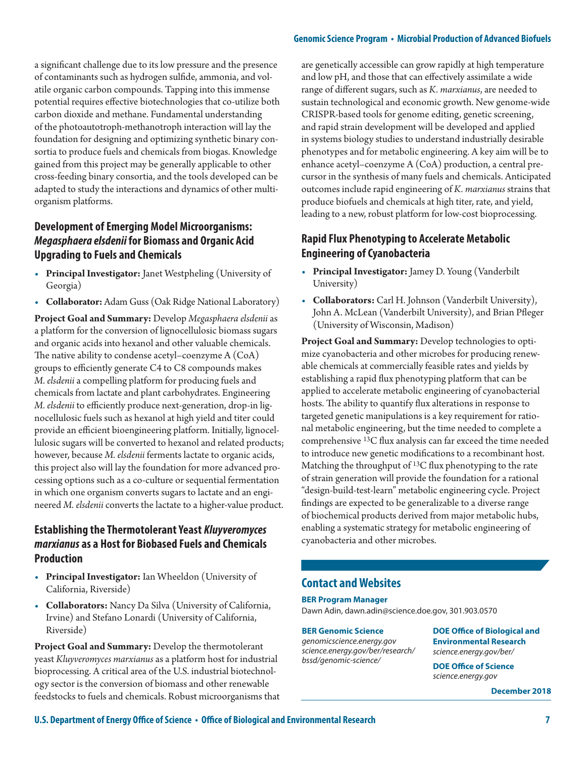a significant challenge due to its low pressure and the presence of contaminants such as hydrogen sulfide, ammonia, and volatile organic carbon compounds. Tapping into this immense potential requires effective biotechnologies that co-utilize both carbon dioxide and methane. Fundamental understanding of the photoautotroph-methanotroph interaction will lay the foundation for designing and optimizing synthetic binary consortia to produce fuels and chemicals from biogas. Knowledge gained from this project may be generally applicable to other cross-feeding binary consortia, and the tools developed can be adapted to study the interactions and dynamics of other multi-organism platforms.

### Development of Emerging Model Microorganisms: *Megasphaera elsdenii* for Biomass and Organic Acid Upgrading to Fuels and Chemicals

- **Principal Investigator:** Janet Westpheling (University of Georgia)
- **Collaborator:** Adam Guss (Oak Ridge National Laboratory)

**Project Goal and Summary:** Develop *Megasphaera elsdenii* as a platform for the conversion of lignocellulosic biomass sugars and organic acids into hexanol and other valuable chemicals. The native ability to condense acetyl–coenzyme A (CoA) groups to efficiently generate C4 to C8 compounds makes *M. elsdenii* a compelling platform for producing fuels and chemicals from lactate and plant carbohydrates. Engineering *M. elsdenii* to efficiently produce next-generation, drop-in lignocellulosic fuels such as hexanol at high yield and titer could provide an efficient bioengineering platform. Initially, lignocellulosic sugars will be converted to hexanol and related products; however, because *M. elsdenii* ferments lactate to organic acids, this project also will lay the foundation for more advanced processing options such as a co-culture or sequential fermentation in which one organism converts sugars to lactate and an engineered *M. elsdenii* converts the lactate to a higher-value product.

### Establishing the Thermotolerant Yeast *Kluyveromyces marxianus* as a Host for Biobased Fuels and Chemicals Production

- **Principal Investigator:** Ian Wheeldon (University of California, Riverside)
- **Collaborators:** Nancy Da Silva (University of California, Irvine) and Stefano Lonardi (University of California, Riverside)

**Project Goal and Summary:** Develop the thermotolerant yeast *Kluyveromyces marxianus* as a platform host for industrial bioprocessing. A critical area of the U.S. industrial biotechnology sector is the conversion of biomass and other renewable feedstocks to fuels and chemicals. Robust microorganisms that are genetically accessible can grow rapidly at high temperature and low pH, and those that can effectively assimilate a wide range of different sugars, such as *K. marxianus*, are needed to sustain technological and economic growth. New genome-wide CRISPR-based tools for genome editing, genetic screening, and rapid strain development will be developed and applied in systems biology studies to understand industrially desirable phenotypes and for metabolic engineering. A key aim will be to enhance acetyl–coenzyme A (CoA) production, a central precursor in the synthesis of many fuels and chemicals. Anticipated outcomes include rapid engineering of *K. marxianus* strains that produce biofuels and chemicals at high titer, rate, and yield, leading to a new, robust platform for low-cost bioprocessing.

### Rapid Flux Phenotyping to Accelerate Metabolic Engineering of Cyanobacteria

- **Principal Investigator:** Jamey D. Young (Vanderbilt University)
- **Collaborators:** Carl H. Johnson (Vanderbilt University), John A. McLean (Vanderbilt University), and Brian Pfleger (University of Wisconsin, Madison)

**Project Goal and Summary:** Develop technologies to optimize cyanobacteria and other microbes for producing renewable chemicals at commercially feasible rates and yields by establishing a rapid flux phenotyping platform that can be applied to accelerate metabolic engineering of cyanobacterial hosts. The ability to quantify flux alterations in response to targeted genetic manipulations is a key requirement for rational metabolic engineering, but the time needed to complete a comprehensive $^{13}C$ flux analysis can far exceed the time needed to introduce new genetic modifications to a recombinant host. Matching the throughput of $^{13}C$ flux phenotyping to the rate of strain generation will provide the foundation for a rational "design-build-test-learn" metabolic engineering cycle. Project findings are expected to be generalizable to a diverse range of biochemical products derived from major metabolic hubs, enabling a systematic strategy for metabolic engineering of cyanobacteria and other microbes.

## Contact and Websites

**BER Program Manager**
Dawn Adin, dawn.adin@science.doe.gov, 301.903.0570

**BER Genomic Science**
*genomicscience.energy.gov*
*science.energy.gov/ber/research/bssd/genomic-science/*

**DOE Office of Biological and Environmental Research**
*science.energy.gov/ber/*

**DOE Office of Science**
*science.energy.gov*

**December 2018**